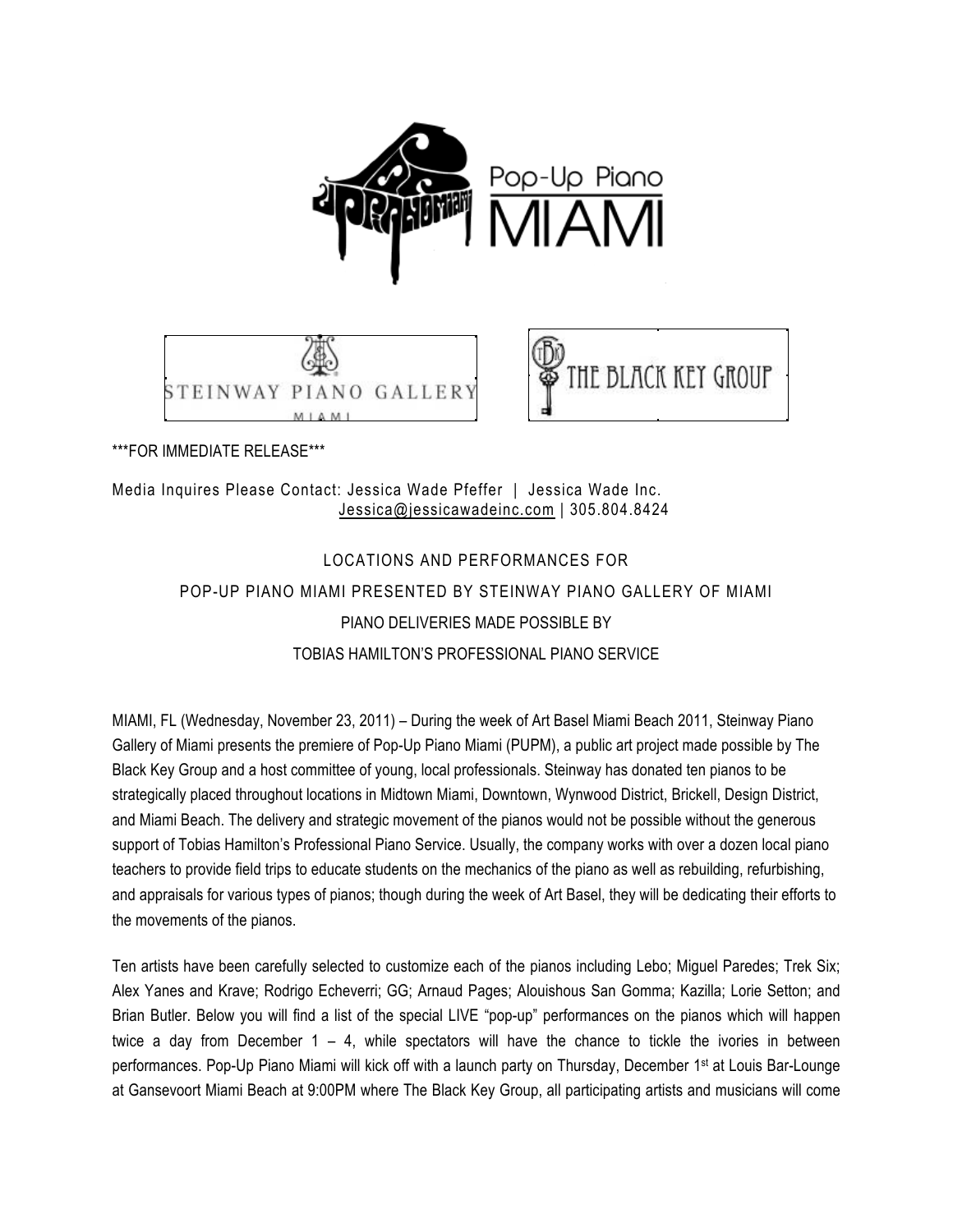Pop-Up Piano MIAMI

STEINWAY PIANO GALLERY MIAMI

THE BLACK KEY GROUP

***FOR IMMEDIATE RELEASE***

Media Inquires Please Contact: Jessica Wade Pfeffer | Jessica Wade Inc.
Jessica@jessicawadeinc.com | 305.804.8424

## LOCATIONS AND PERFORMANCES FOR POP-UP PIANO MIAMI PRESENTED BY STEINWAY PIANO GALLERY OF MIAMI PIANO DELIVERIES MADE POSSIBLE BY TOBIAS HAMILTON'S PROFESSIONAL PIANO SERVICE

MIAMI, FL (Wednesday, November 23, 2011) – During the week of Art Basel Miami Beach 2011, Steinway Piano Gallery of Miami presents the premiere of Pop-Up Piano Miami (PUPM), a public art project made possible by The Black Key Group and a host committee of young, local professionals. Steinway has donated ten pianos to be strategically placed throughout locations in Midtown Miami, Downtown, Wynwood District, Brickell, Design District, and Miami Beach. The delivery and strategic movement of the pianos would not be possible without the generous support of Tobias Hamilton's Professional Piano Service. Usually, the company works with over a dozen local piano teachers to provide field trips to educate students on the mechanics of the piano as well as rebuilding, refurbishing, and appraisals for various types of pianos; though during the week of Art Basel, they will be dedicating their efforts to the movements of the pianos.

Ten artists have been carefully selected to customize each of the pianos including Lebo; Miguel Paredes; Trek Six; Alex Yanes and Krave; Rodrigo Echeverri; GG; Arnaud Pages; Alouishous San Gomma; Kazilla; Lorie Setton; and Brian Butler. Below you will find a list of the special LIVE "pop-up" performances on the pianos which will happen twice a day from December 1 – 4, while spectators will have the chance to tickle the ivories in between performances. Pop-Up Piano Miami will kick off with a launch party on Thursday, December 1st at Louis Bar-Lounge at Gansevoort Miami Beach at 9:00PM where The Black Key Group, all participating artists and musicians will come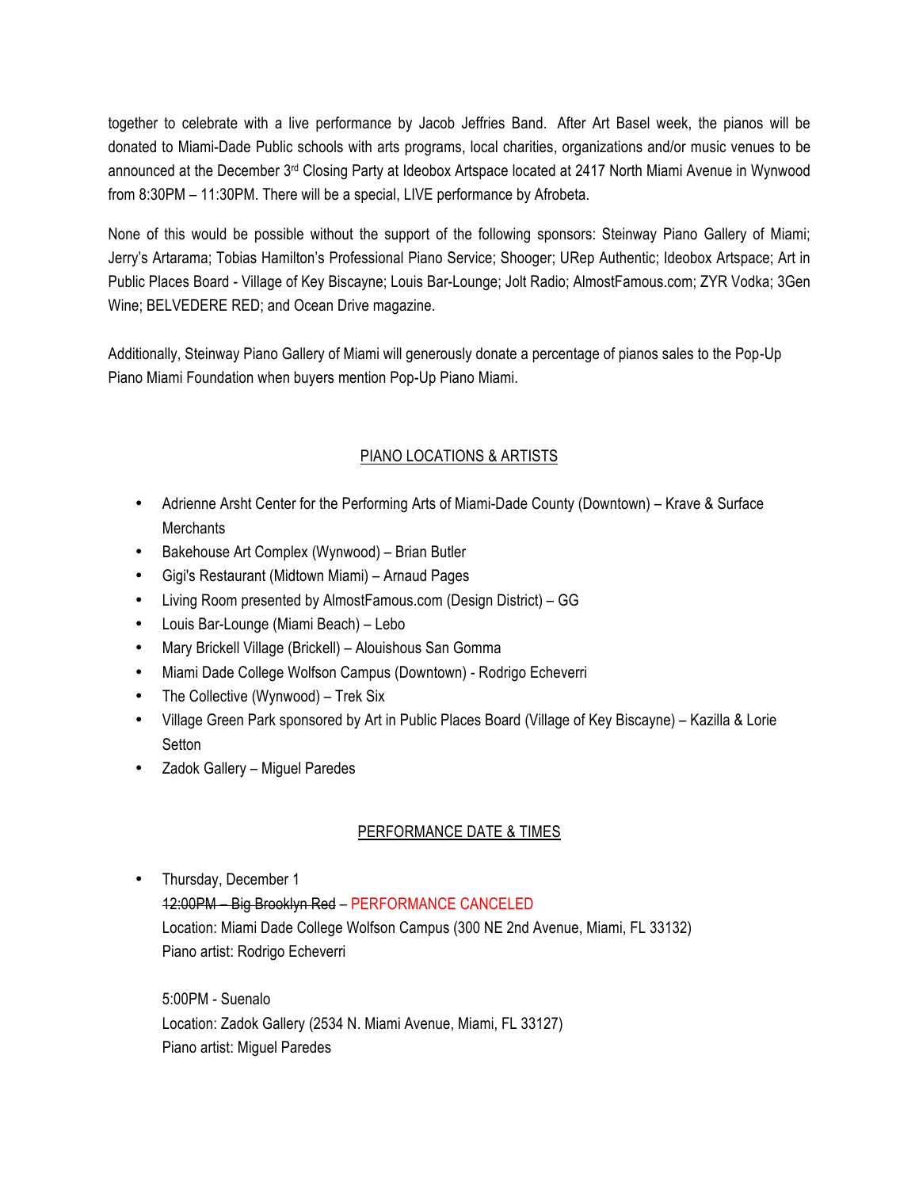together to celebrate with a live performance by Jacob Jeffries Band. After Art Basel week, the pianos will be donated to Miami-Dade Public schools with arts programs, local charities, organizations and/or music venues to be announced at the December 3rd Closing Party at Ideobox Artspace located at 2417 North Miami Avenue in Wynwood from 8:30PM – 11:30PM. There will be a special, LIVE performance by Afrobeta.

None of this would be possible without the support of the following sponsors: Steinway Piano Gallery of Miami; Jerry's Artarama; Tobias Hamilton's Professional Piano Service; Shooger; URep Authentic; Ideobox Artspace; Art in Public Places Board - Village of Key Biscayne; Louis Bar-Lounge; Jolt Radio; AlmostFamous.com; ZYR Vodka; 3Gen Wine; BELVEDERE RED; and Ocean Drive magazine.

Additionally, Steinway Piano Gallery of Miami will generously donate a percentage of pianos sales to the Pop-Up Piano Miami Foundation when buyers mention Pop-Up Piano Miami.

## PIANO LOCATIONS & ARTISTS

- Adrienne Arsht Center for the Performing Arts of Miami-Dade County (Downtown) – Krave & Surface Merchants
- Bakehouse Art Complex (Wynwood) – Brian Butler
- Gigi's Restaurant (Midtown Miami) – Arnaud Pages
- Living Room presented by AlmostFamous.com (Design District) – GG
- Louis Bar-Lounge (Miami Beach) – Lebo
- Mary Brickell Village (Brickell) – Alouishous San Gomma
- Miami Dade College Wolfson Campus (Downtown) - Rodrigo Echeverri
- The Collective (Wynwood) – Trek Six
- Village Green Park sponsored by Art in Public Places Board (Village of Key Biscayne) – Kazilla & Lorie Setton
- Zadok Gallery – Miguel Paredes

## PERFORMANCE DATE & TIMES

- Thursday, December 1

  ~~12:00PM – Big Brooklyn Red~~ – PERFORMANCE CANCELED
  Location: Miami Dade College Wolfson Campus (300 NE 2nd Avenue, Miami, FL 33132)
  Piano artist: Rodrigo Echeverri

  5:00PM - Suenalo
  Location: Zadok Gallery (2534 N. Miami Avenue, Miami, FL 33127)
  Piano artist: Miguel Paredes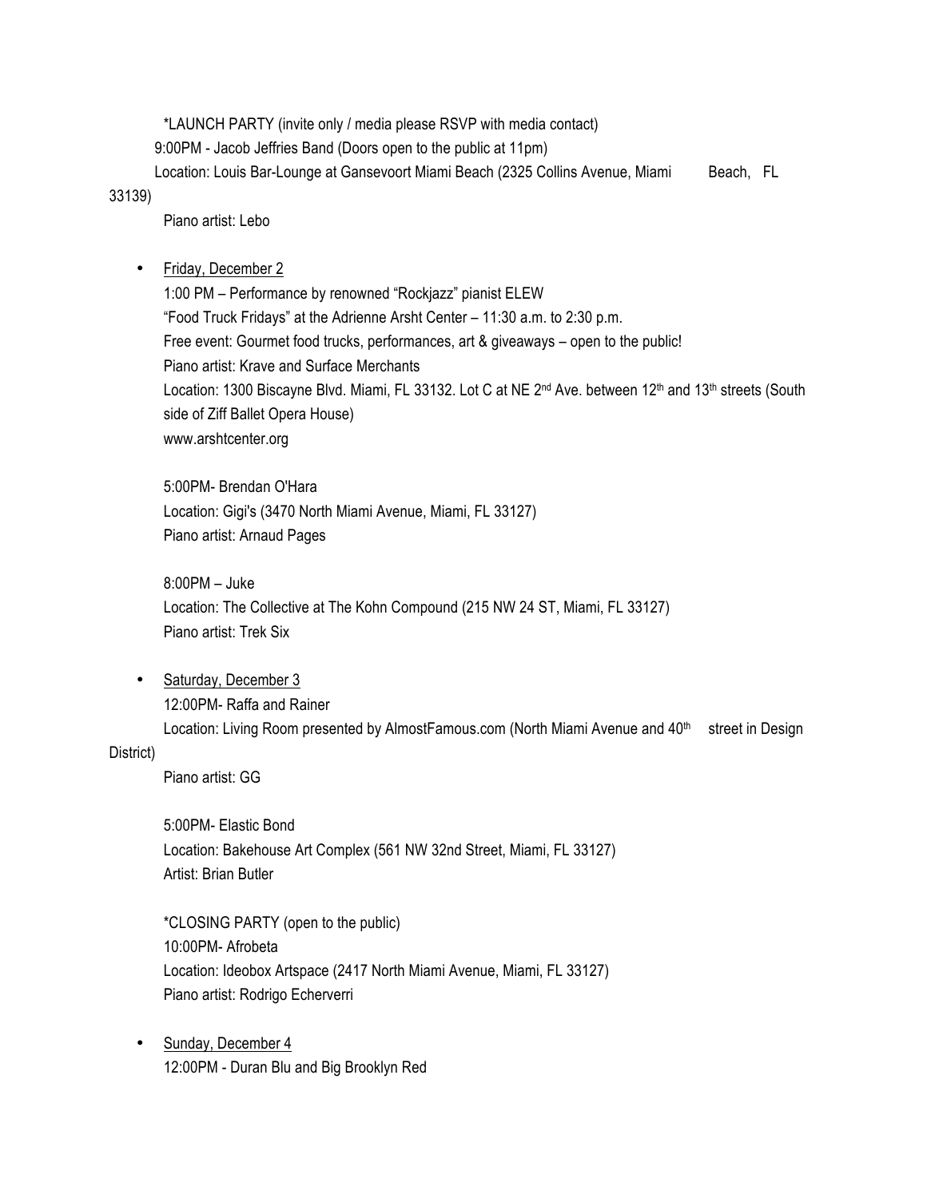*LAUNCH PARTY (invite only / media please RSVP with media contact)
9:00PM - Jacob Jeffries Band (Doors open to the public at 11pm)
Location: Louis Bar-Lounge at Gansevoort Miami Beach (2325 Collins Avenue, Miami Beach, FL 33139)
Piano artist: Lebo

- Friday, December 2

  1:00 PM – Performance by renowned "Rockjazz" pianist ELEW
  "Food Truck Fridays" at the Adrienne Arsht Center – 11:30 a.m. to 2:30 p.m.
  Free event: Gourmet food trucks, performances, art & giveaways – open to the public!
  Piano artist: Krave and Surface Merchants
  Location: 1300 Biscayne Blvd. Miami, FL 33132. Lot C at NE 2nd Ave. between 12th and 13th streets (South side of Ziff Ballet Opera House)
  www.arshtcenter.org

  5:00PM- Brendan O'Hara
  Location: Gigi's (3470 North Miami Avenue, Miami, FL 33127)
  Piano artist: Arnaud Pages

  8:00PM – Juke
  Location: The Collective at The Kohn Compound (215 NW 24 ST, Miami, FL 33127)
  Piano artist: Trek Six

- Saturday, December 3

  12:00PM- Raffa and Rainer
  Location: Living Room presented by AlmostFamous.com (North Miami Avenue and 40th street in Design District)
  Piano artist: GG

  5:00PM- Elastic Bond
  Location: Bakehouse Art Complex (561 NW 32nd Street, Miami, FL 33127)
  Artist: Brian Butler

  *CLOSING PARTY (open to the public)
  10:00PM- Afrobeta
  Location: Ideobox Artspace (2417 North Miami Avenue, Miami, FL 33127)
  Piano artist: Rodrigo Echerverri

- Sunday, December 4

  12:00PM - Duran Blu and Big Brooklyn Red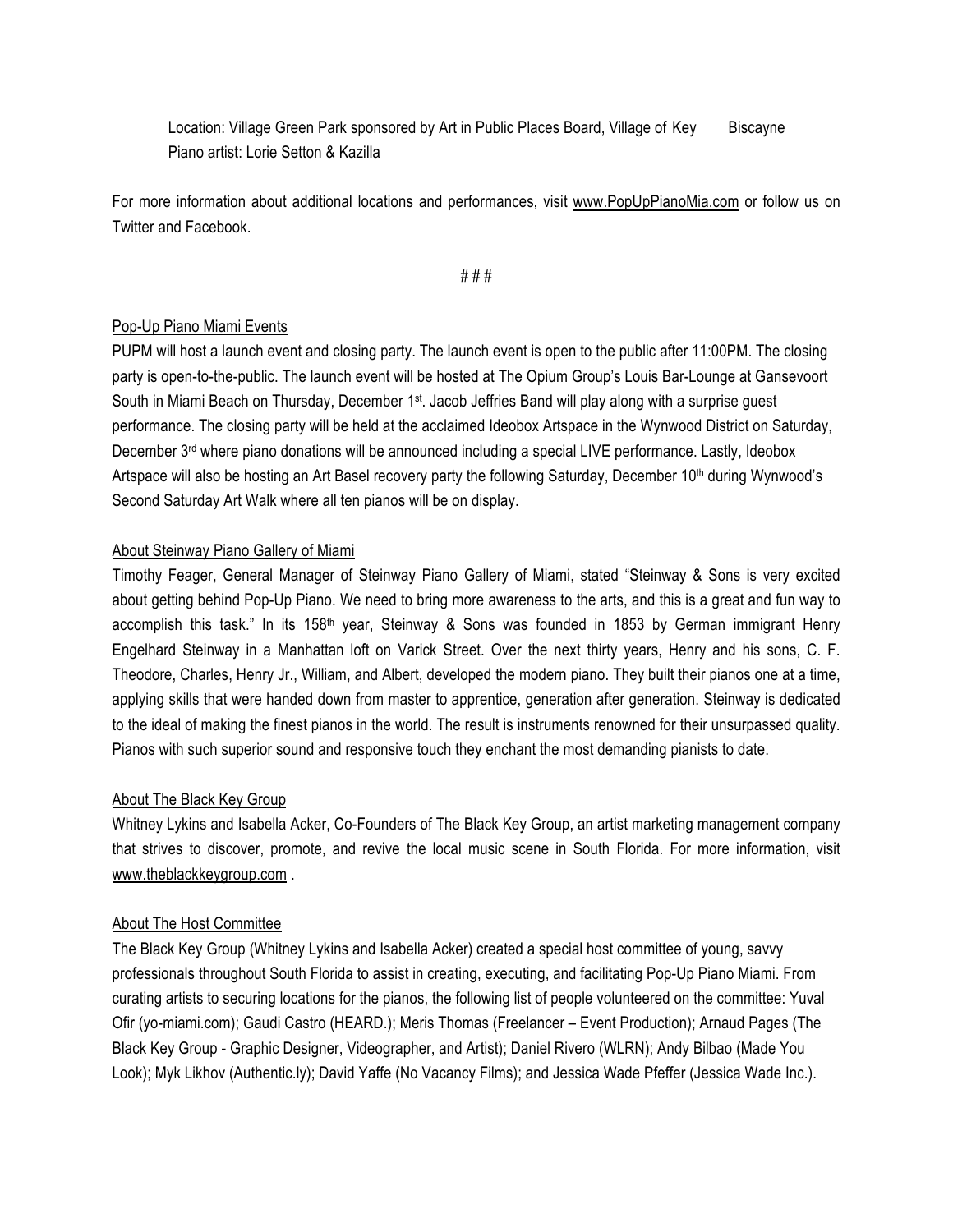Location: Village Green Park sponsored by Art in Public Places Board, Village of Key Biscayne
Piano artist: Lorie Setton & Kazilla

For more information about additional locations and performances, visit www.PopUpPianoMia.com or follow us on Twitter and Facebook.

# # #

Pop-Up Piano Miami Events

PUPM will host a launch event and closing party. The launch event is open to the public after 11:00PM. The closing party is open-to-the-public. The launch event will be hosted at The Opium Group's Louis Bar-Lounge at Gansevoort South in Miami Beach on Thursday, December 1st. Jacob Jeffries Band will play along with a surprise guest performance. The closing party will be held at the acclaimed Ideobox Artspace in the Wynwood District on Saturday, December 3rd where piano donations will be announced including a special LIVE performance. Lastly, Ideobox Artspace will also be hosting an Art Basel recovery party the following Saturday, December 10th during Wynwood's Second Saturday Art Walk where all ten pianos will be on display.

About Steinway Piano Gallery of Miami

Timothy Feager, General Manager of Steinway Piano Gallery of Miami, stated "Steinway & Sons is very excited about getting behind Pop-Up Piano. We need to bring more awareness to the arts, and this is a great and fun way to accomplish this task." In its 158th year, Steinway & Sons was founded in 1853 by German immigrant Henry Engelhard Steinway in a Manhattan loft on Varick Street. Over the next thirty years, Henry and his sons, C. F. Theodore, Charles, Henry Jr., William, and Albert, developed the modern piano. They built their pianos one at a time, applying skills that were handed down from master to apprentice, generation after generation. Steinway is dedicated to the ideal of making the finest pianos in the world. The result is instruments renowned for their unsurpassed quality. Pianos with such superior sound and responsive touch they enchant the most demanding pianists to date.

About The Black Key Group

Whitney Lykins and Isabella Acker, Co-Founders of The Black Key Group, an artist marketing management company that strives to discover, promote, and revive the local music scene in South Florida. For more information, visit www.theblackkeygroup.com .

About The Host Committee

The Black Key Group (Whitney Lykins and Isabella Acker) created a special host committee of young, savvy professionals throughout South Florida to assist in creating, executing, and facilitating Pop-Up Piano Miami. From curating artists to securing locations for the pianos, the following list of people volunteered on the committee: Yuval Ofir (yo-miami.com); Gaudi Castro (HEARD.); Meris Thomas (Freelancer – Event Production); Arnaud Pages (The Black Key Group - Graphic Designer, Videographer, and Artist); Daniel Rivero (WLRN); Andy Bilbao (Made You Look); Myk Likhov (Authentic.ly); David Yaffe (No Vacancy Films); and Jessica Wade Pfeffer (Jessica Wade Inc.).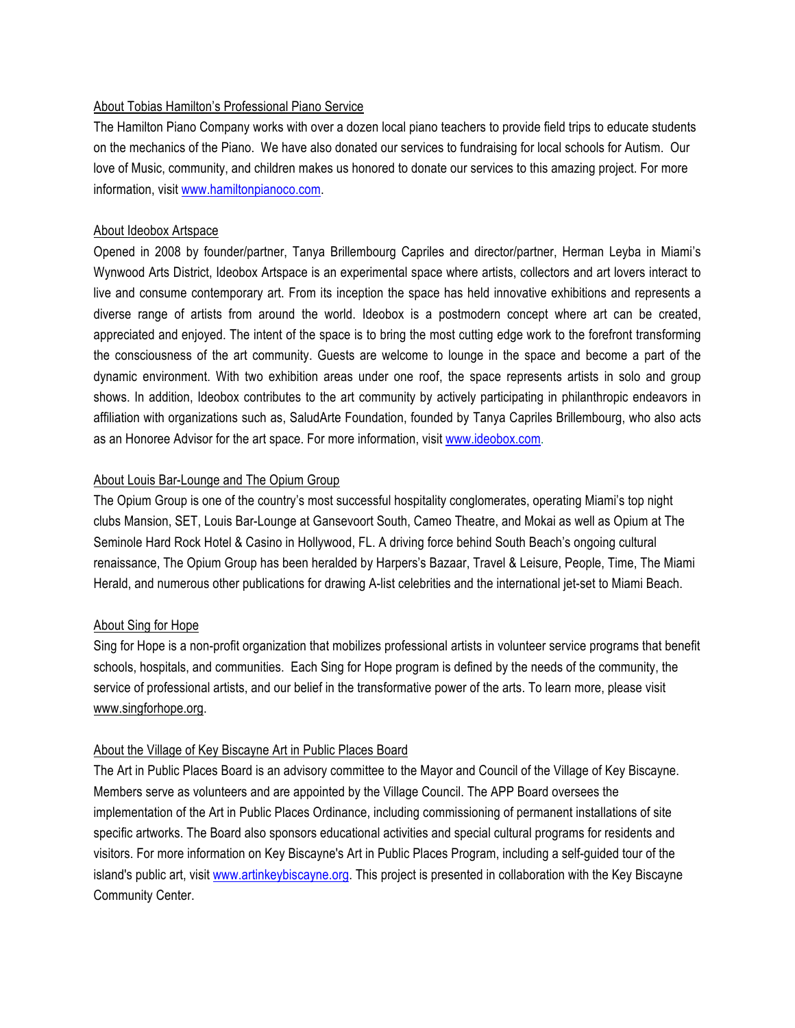About Tobias Hamilton's Professional Piano Service

The Hamilton Piano Company works with over a dozen local piano teachers to provide field trips to educate students on the mechanics of the Piano. We have also donated our services to fundraising for local schools for Autism. Our love of Music, community, and children makes us honored to donate our services to this amazing project. For more information, visit [www.hamiltonpianoco.com](http://www.hamiltonpianoco.com).

About Ideobox Artspace

Opened in 2008 by founder/partner, Tanya Brillembourg Capriles and director/partner, Herman Leyba in Miami's Wynwood Arts District, Ideobox Artspace is an experimental space where artists, collectors and art lovers interact to live and consume contemporary art. From its inception the space has held innovative exhibitions and represents a diverse range of artists from around the world. Ideobox is a postmodern concept where art can be created, appreciated and enjoyed. The intent of the space is to bring the most cutting edge work to the forefront transforming the consciousness of the art community. Guests are welcome to lounge in the space and become a part of the dynamic environment. With two exhibition areas under one roof, the space represents artists in solo and group shows. In addition, Ideobox contributes to the art community by actively participating in philanthropic endeavors in affiliation with organizations such as, SaludArte Foundation, founded by Tanya Capriles Brillembourg, who also acts as an Honoree Advisor for the art space. For more information, visit [www.ideobox.com](http://www.ideobox.com).

About Louis Bar-Lounge and The Opium Group

The Opium Group is one of the country's most successful hospitality conglomerates, operating Miami's top night clubs Mansion, SET, Louis Bar-Lounge at Gansevoort South, Cameo Theatre, and Mokai as well as Opium at The Seminole Hard Rock Hotel & Casino in Hollywood, FL. A driving force behind South Beach's ongoing cultural renaissance, The Opium Group has been heralded by Harpers's Bazaar, Travel & Leisure, People, Time, The Miami Herald, and numerous other publications for drawing A-list celebrities and the international jet-set to Miami Beach.

About Sing for Hope

Sing for Hope is a non-profit organization that mobilizes professional artists in volunteer service programs that benefit schools, hospitals, and communities. Each Sing for Hope program is defined by the needs of the community, the service of professional artists, and our belief in the transformative power of the arts. To learn more, please visit www.singforhope.org.

About the Village of Key Biscayne Art in Public Places Board

The Art in Public Places Board is an advisory committee to the Mayor and Council of the Village of Key Biscayne. Members serve as volunteers and are appointed by the Village Council. The APP Board oversees the implementation of the Art in Public Places Ordinance, including commissioning of permanent installations of site specific artworks. The Board also sponsors educational activities and special cultural programs for residents and visitors. For more information on Key Biscayne's Art in Public Places Program, including a self-guided tour of the island's public art, visit [www.artinkeybiscayne.org](http://www.artinkeybiscayne.org). This project is presented in collaboration with the Key Biscayne Community Center.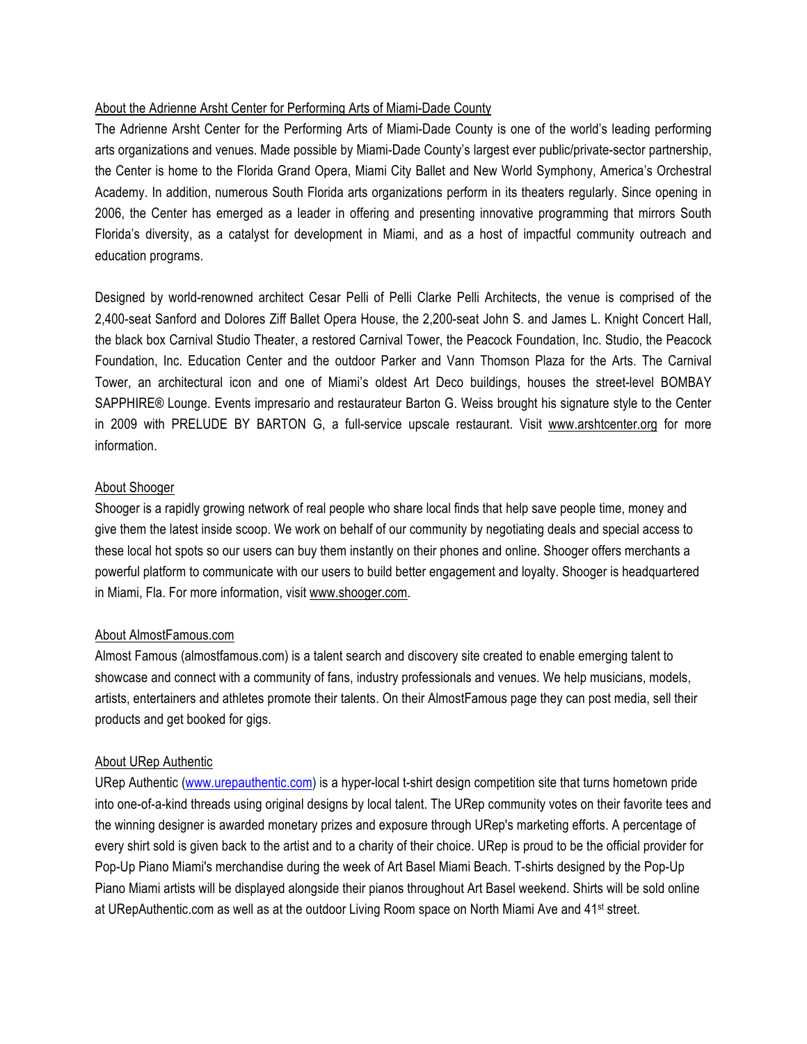## About the Adrienne Arsht Center for Performing Arts of Miami-Dade County

The Adrienne Arsht Center for the Performing Arts of Miami-Dade County is one of the world's leading performing arts organizations and venues. Made possible by Miami-Dade County's largest ever public/private-sector partnership, the Center is home to the Florida Grand Opera, Miami City Ballet and New World Symphony, America's Orchestral Academy. In addition, numerous South Florida arts organizations perform in its theaters regularly. Since opening in 2006, the Center has emerged as a leader in offering and presenting innovative programming that mirrors South Florida's diversity, as a catalyst for development in Miami, and as a host of impactful community outreach and education programs.

Designed by world-renowned architect Cesar Pelli of Pelli Clarke Pelli Architects, the venue is comprised of the 2,400-seat Sanford and Dolores Ziff Ballet Opera House, the 2,200-seat John S. and James L. Knight Concert Hall, the black box Carnival Studio Theater, a restored Carnival Tower, the Peacock Foundation, Inc. Studio, the Peacock Foundation, Inc. Education Center and the outdoor Parker and Vann Thomson Plaza for the Arts. The Carnival Tower, an architectural icon and one of Miami's oldest Art Deco buildings, houses the street-level BOMBAY SAPPHIRE® Lounge. Events impresario and restaurateur Barton G. Weiss brought his signature style to the Center in 2009 with PRELUDE BY BARTON G, a full-service upscale restaurant. Visit www.arshtcenter.org for more information.

## About Shooger

Shooger is a rapidly growing network of real people who share local finds that help save people time, money and give them the latest inside scoop. We work on behalf of our community by negotiating deals and special access to these local hot spots so our users can buy them instantly on their phones and online. Shooger offers merchants a powerful platform to communicate with our users to build better engagement and loyalty. Shooger is headquartered in Miami, Fla. For more information, visit www.shooger.com.

## About AlmostFamous.com

Almost Famous (almostfamous.com) is a talent search and discovery site created to enable emerging talent to showcase and connect with a community of fans, industry professionals and venues. We help musicians, models, artists, entertainers and athletes promote their talents. On their AlmostFamous page they can post media, sell their products and get booked for gigs.

## About URep Authentic

URep Authentic (www.urepauthentic.com) is a hyper-local t-shirt design competition site that turns hometown pride into one-of-a-kind threads using original designs by local talent. The URep community votes on their favorite tees and the winning designer is awarded monetary prizes and exposure through URep's marketing efforts. A percentage of every shirt sold is given back to the artist and to a charity of their choice. URep is proud to be the official provider for Pop-Up Piano Miami's merchandise during the week of Art Basel Miami Beach. T-shirts designed by the Pop-Up Piano Miami artists will be displayed alongside their pianos throughout Art Basel weekend. Shirts will be sold online at URepAuthentic.com as well as at the outdoor Living Room space on North Miami Ave and 41st street.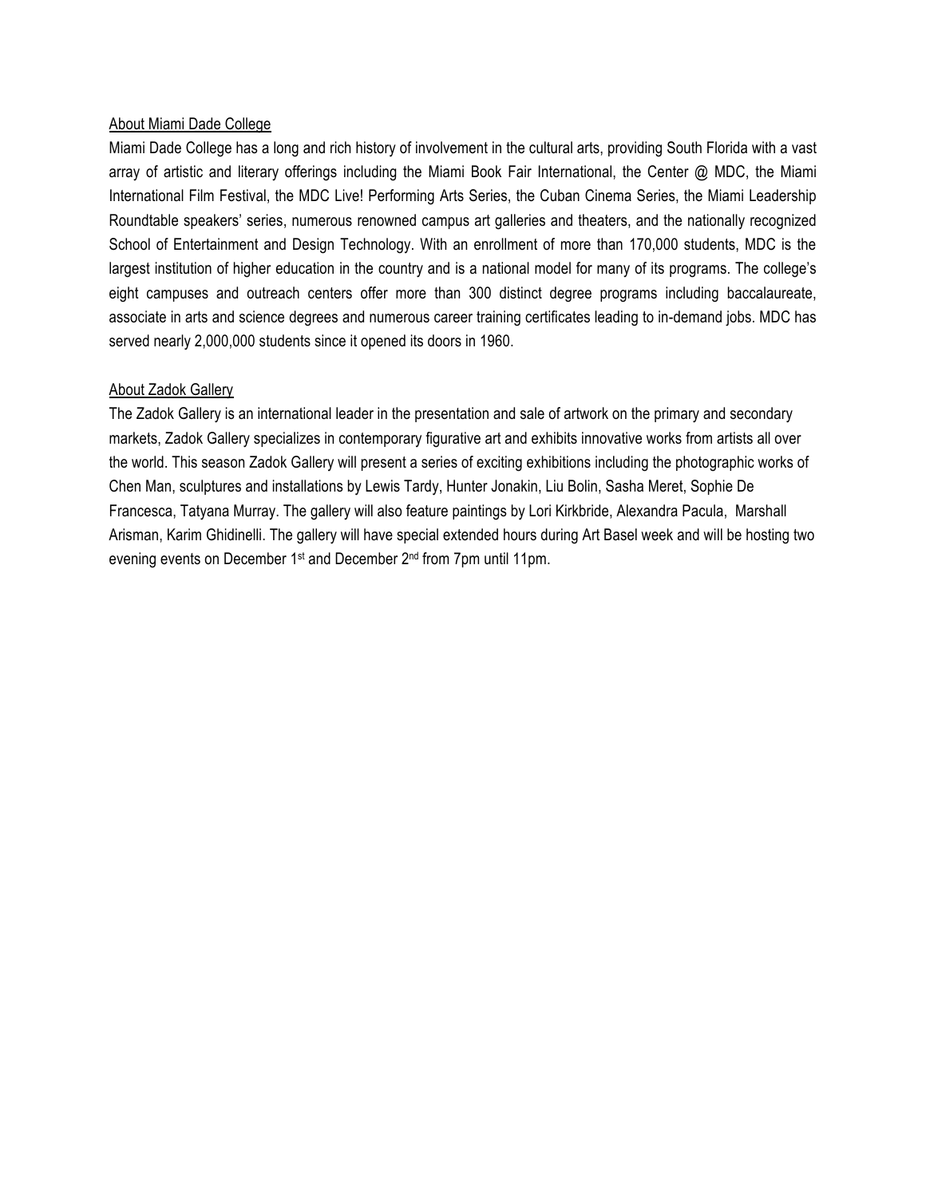About Miami Dade College

Miami Dade College has a long and rich history of involvement in the cultural arts, providing South Florida with a vast array of artistic and literary offerings including the Miami Book Fair International, the Center @ MDC, the Miami International Film Festival, the MDC Live! Performing Arts Series, the Cuban Cinema Series, the Miami Leadership Roundtable speakers' series, numerous renowned campus art galleries and theaters, and the nationally recognized School of Entertainment and Design Technology. With an enrollment of more than 170,000 students, MDC is the largest institution of higher education in the country and is a national model for many of its programs. The college's eight campuses and outreach centers offer more than 300 distinct degree programs including baccalaureate, associate in arts and science degrees and numerous career training certificates leading to in-demand jobs. MDC has served nearly 2,000,000 students since it opened its doors in 1960.

About Zadok Gallery

The Zadok Gallery is an international leader in the presentation and sale of artwork on the primary and secondary markets, Zadok Gallery specializes in contemporary figurative art and exhibits innovative works from artists all over the world. This season Zadok Gallery will present a series of exciting exhibitions including the photographic works of Chen Man, sculptures and installations by Lewis Tardy, Hunter Jonakin, Liu Bolin, Sasha Meret, Sophie De Francesca, Tatyana Murray. The gallery will also feature paintings by Lori Kirkbride, Alexandra Pacula, Marshall Arisman, Karim Ghidinelli. The gallery will have special extended hours during Art Basel week and will be hosting two evening events on December 1st and December 2nd from 7pm until 11pm.